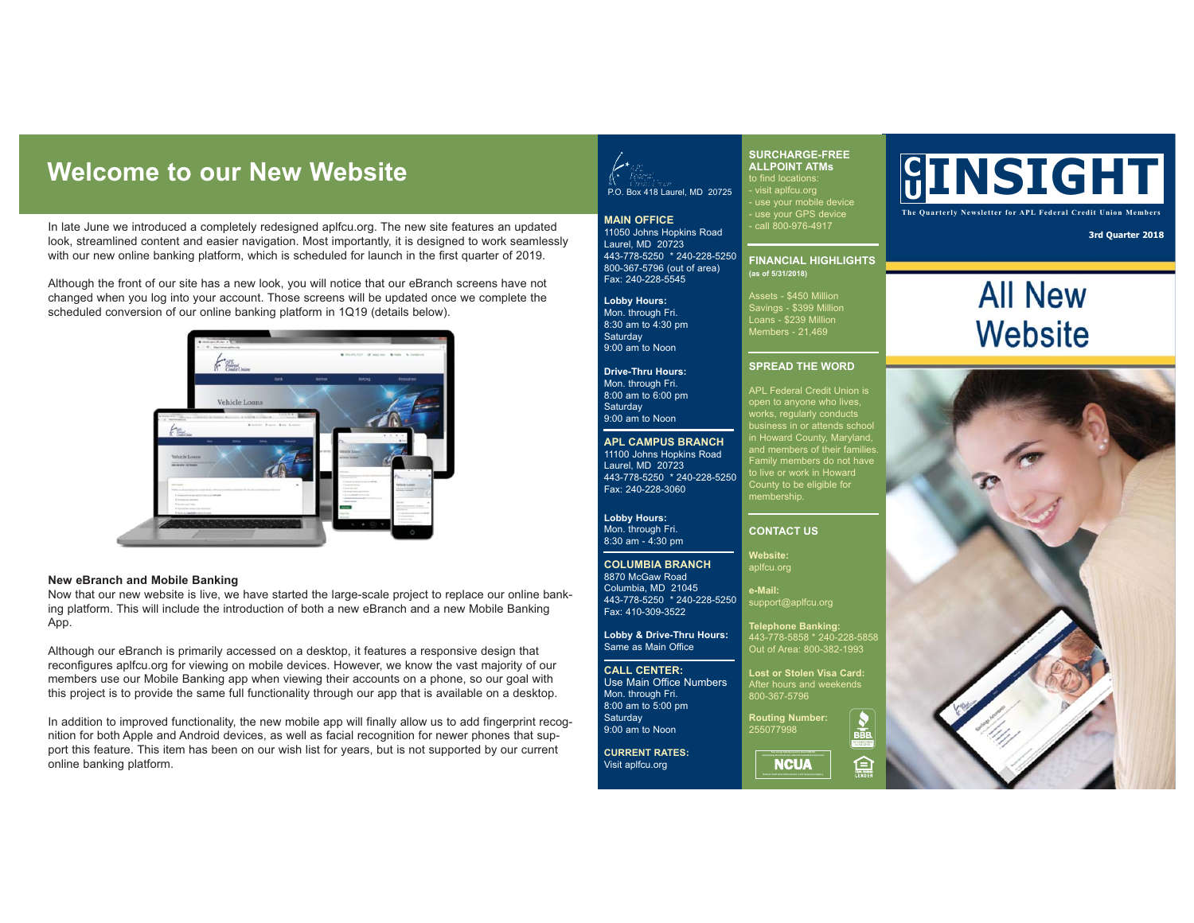# Welcome to our New Website

In late June we introduced a completely redesigned aplfcu.org. The new site features an updated look, streamlined content and easier navigation. Most importantly, it is designed to work seamlessly with our new online banking platform, which is scheduled for launch in the first quarter of 2019.

Although the front of our site has a new look, you will notice that our eBranch screens have not changed when you log into your account. Those screens will be updated once we complete the scheduled conversion of our online banking platform in 1Q19 (details below).

**New eBranch and Mobile Banking**

Now that our new website is live, we have started the large-scale project to replace our online banking platform. This will include the introduction of both a new eBranch and a new Mobile Banking App.

Although our eBranch is primarily accessed on a desktop, it features a responsive design that reconfigures aplfcu.org for viewing on mobile devices. However, we know the vast majority of our members use our Mobile Banking app when viewing their accounts on a phone, so our goal with this project is to provide the same full functionality through our app that is available on a desktop.

In addition to improved functionality, the new mobile app will finally allow us to add fingerprint recognition for both Apple and Android devices, as well as facial recognition for newer phones that support this feature. This item has been on our wish list for years, but is not supported by our current online banking platform.

P.O. Box 418 Laurel, MD 20725

**MAIN OFFICE**
11050 Johns Hopkins Road
Laurel, MD 20723
443-778-5250 * 240-228-5250
800-367-5796 (out of area)
Fax: 240-228-5545

**Lobby Hours:**
Mon. through Fri.
8:30 am to 4:30 pm
Saturday
9:00 am to Noon

**Drive-Thru Hours:**
Mon. through Fri.
8:00 am to 6:00 pm
Saturday
9:00 am to Noon

**APL CAMPUS BRANCH**
11100 Johns Hopkins Road
Laurel, MD 20723
443-778-5250 * 240-228-5250
Fax: 240-228-3060

**Lobby Hours:**
Mon. through Fri.
8:30 am - 4:30 pm

**COLUMBIA BRANCH**
8870 McGaw Road
Columbia, MD 21045
443-778-5250 * 240-228-5250
Fax: 410-309-3522

**Lobby & Drive-Thru Hours:**
Same as Main Office

**CALL CENTER:**
Use Main Office Numbers
Mon. through Fri.
8:00 am to 5:00 pm
Saturday
9:00 am to Noon

**CURRENT RATES:**
Visit aplfcu.org

**SURCHARGE-FREE ALLPOINT ATMs**
to find locations:
- visit aplfcu.org
- use your mobile device
- use your GPS device
- call 800-976-4917

**FINANCIAL HIGHLIGHTS**
**(as of 5/31/2018)**

Assets - $450 Million
Savings - $399 Million
Loans - $239 Million
Members - 21,469

**SPREAD THE WORD**

APL Federal Credit Union is open to anyone who lives, works, regularly conducts business in or attends school in Howard County, Maryland, and members of their families. Family members do not have to live or work in Howard County to be eligible for membership.

**CONTACT US**

**Website:**
aplfcu.org

**e-Mail:**
support@aplfcu.org

**Telephone Banking:**
443-778-5858 * 240-228-5858
Out of Area: 800-382-1993

**Lost or Stolen Visa Card:**
After hours and weekends
800-367-5796

**Routing Number:**
255077998

# CU INSIGHT

The Quarterly Newsletter for APL Federal Credit Union Members

**3rd Quarter 2018**

## All New Website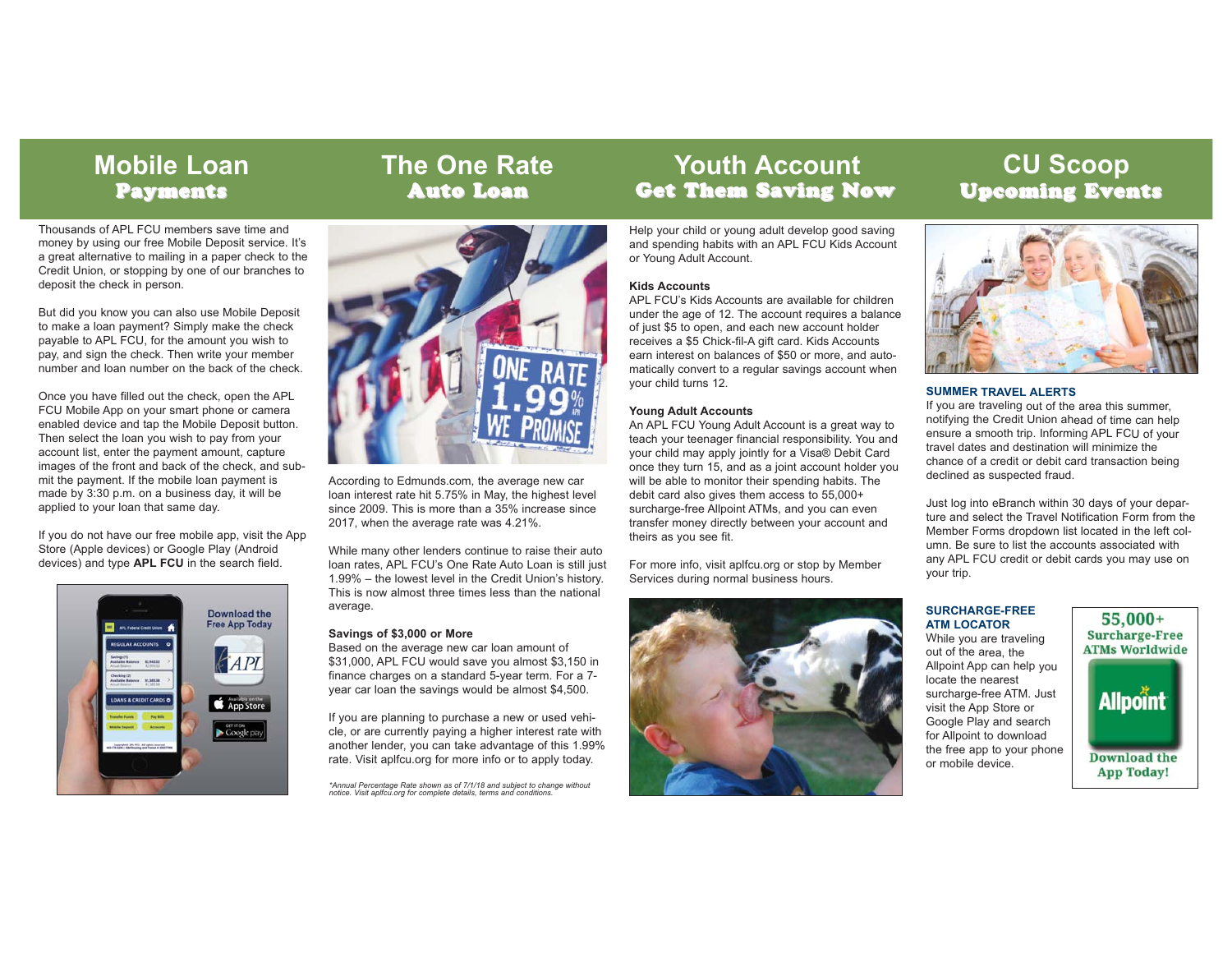## Mobile Loan
### Payments

Thousands of APL FCU members save time and money by using our free Mobile Deposit service. It's a great alternative to mailing in a paper check to the Credit Union, or stopping by one of our branches to deposit the check in person.

But did you know you can also use Mobile Deposit to make a loan payment? Simply make the check payable to APL FCU, for the amount you wish to pay, and sign the check. Then write your member number and loan number on the back of the check.

Once you have filled out the check, open the APL FCU Mobile App on your smart phone or camera enabled device and tap the Mobile Deposit button. Then select the loan you wish to pay from your account list, enter the payment amount, capture images of the front and back of the check, and submit the payment. If the mobile loan payment is made by 3:30 p.m. on a business day, it will be applied to your loan that same day.

If you do not have our free mobile app, visit the App Store (Apple devices) or Google Play (Android devices) and type **APL FCU** in the search field.

Download the Free App Today

## The One Rate
### Auto Loan

ONE RATE 1.99% APR WE PROMISE

According to Edmunds.com, the average new car loan interest rate hit 5.75% in May, the highest level since 2009. This is more than a 35% increase since 2017, when the average rate was 4.21%.

While many other lenders continue to raise their auto loan rates, APL FCU's One Rate Auto Loan is still just 1.99% – the lowest level in the Credit Union's history. This is now almost three times less than the national average.

**Savings of $3,000 or More**
Based on the average new car loan amount of $31,000, APL FCU would save you almost $3,150 in finance charges on a standard 5-year term. For a 7-year car loan the savings would be almost $4,500.

If you are planning to purchase a new or used vehicle, or are currently paying a higher interest rate with another lender, you can take advantage of this 1.99% rate. Visit aplfcu.org for more info or to apply today.

*\*Annual Percentage Rate shown as of 7/1/18 and subject to change without notice. Visit aplfcu.org for complete details, terms and conditions.*

## Youth Account
### Get Them Saving Now

Help your child or young adult develop good saving and spending habits with an APL FCU Kids Account or Young Adult Account.

**Kids Accounts**
APL FCU's Kids Accounts are available for children under the age of 12. The account requires a balance of just $5 to open, and each new account holder receives a $5 Chick-fil-A gift card. Kids Accounts earn interest on balances of $50 or more, and automatically convert to a regular savings account when your child turns 12.

**Young Adult Accounts**
An APL FCU Young Adult Account is a great way to teach your teenager financial responsibility. You and your child may apply jointly for a Visa® Debit Card once they turn 15, and as a joint account holder you will be able to monitor their spending habits. The debit card also gives them access to 55,000+ surcharge-free Allpoint ATMs, and you can even transfer money directly between your account and theirs as you see fit.

For more info, visit aplfcu.org or stop by Member Services during normal business hours.

## CU Scoop
### Upcoming Events

**SUMMER TRAVEL ALERTS**
If you are traveling out of the area this summer, notifying the Credit Union ahead of time can help ensure a smooth trip. Informing APL FCU of your travel dates and destination will minimize the chance of a credit or debit card transaction being declined as suspected fraud.

Just log into eBranch within 30 days of your departure and select the Travel Notification Form from the Member Forms dropdown list located in the left column. Be sure to list the accounts associated with any APL FCU credit or debit cards you may use on your trip.

**SURCHARGE-FREE ATM LOCATOR**
While you are traveling out of the area, the Allpoint App can help you locate the nearest surcharge-free ATM. Just visit the App Store or Google Play and search for Allpoint to download the free app to your phone or mobile device.

55,000+ Surcharge-Free ATMs Worldwide

Allpoint

Download the App Today!